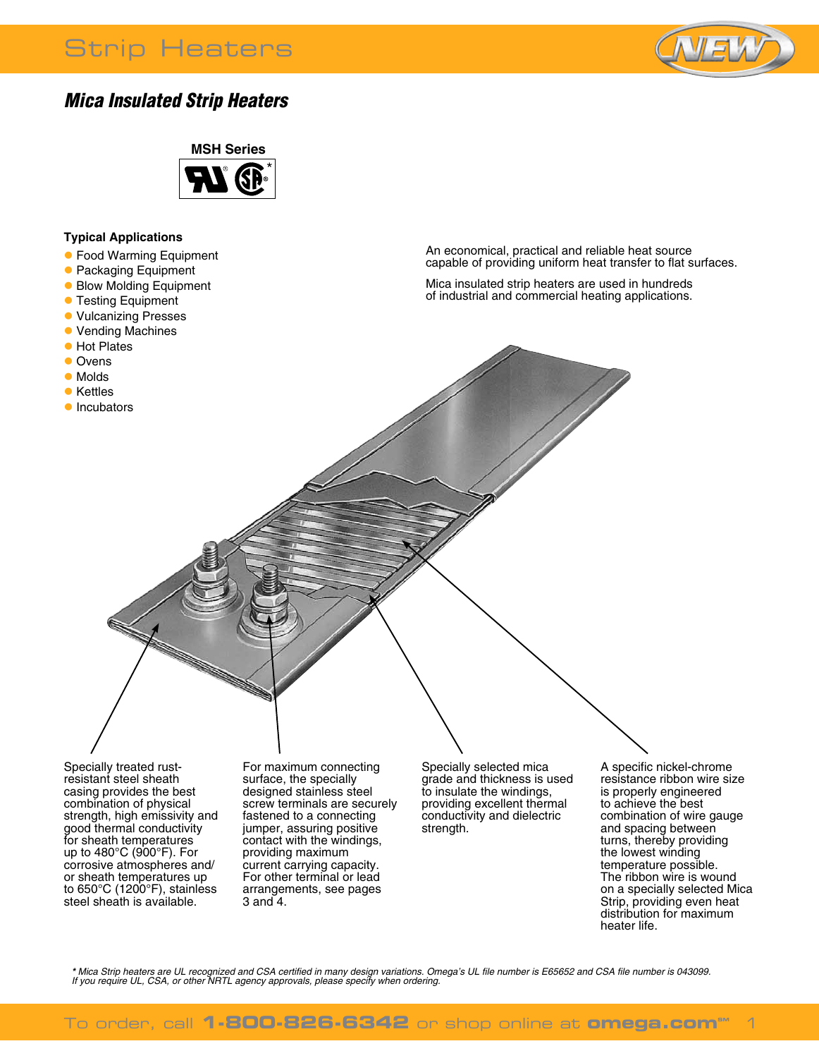# Strip Heaters

## Mica Insulated Strip Heaters

**MSH Series**

**Typical Applications**

- Food Warming Equipment
- Packaging Equipment
- Blow Molding Equipment
- Testing Equipment
- Vulcanizing Presses
- Vending Machines
- Hot Plates
- Ovens
- Molds
- Kettles
- Incubators

An economical, practical and reliable heat source capable of providing uniform heat transfer to flat surfaces.

Mica insulated strip heaters are used in hundreds of industrial and commercial heating applications.

Specially treated rust-resistant steel sheath casing provides the best combination of physical strength, high emissivity and good thermal conductivity for sheath temperatures up to 480°C (900°F). For corrosive atmospheres and/or sheath temperatures up to 650°C (1200°F), stainless steel sheath is available.

For maximum connecting surface, the specially designed stainless steel screw terminals are securely fastened to a connecting jumper, assuring positive contact with the windings, providing maximum current carrying capacity. For other terminal or lead arrangements, see pages 3 and 4.

Specially selected mica grade and thickness is used to insulate the windings, providing excellent thermal conductivity and dielectric strength.

A specific nickel-chrome resistance ribbon wire size is properly engineered to achieve the best combination of wire gauge and spacing between turns, thereby providing the lowest winding temperature possible. The ribbon wire is wound on a specially selected Mica Strip, providing even heat distribution for maximum heater life.

*\* Mica Strip heaters are UL recognized and CSA certified in many design variations. Omega's UL file number is E65652 and CSA file number is 043099. If you require UL, CSA, or other NRTL agency approvals, please specify when ordering.*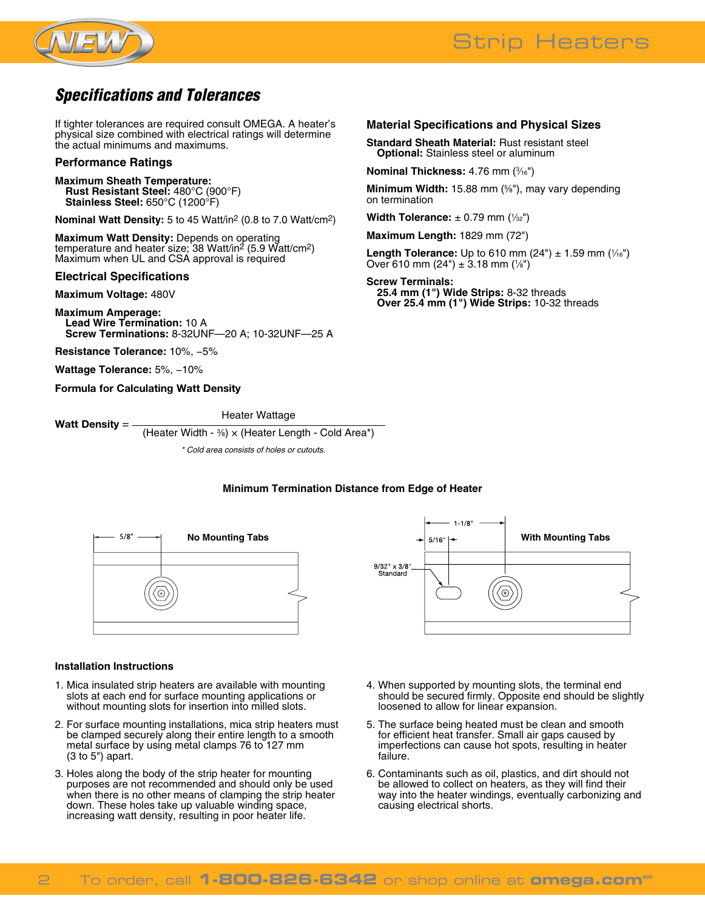## Specifications and Tolerances

If tighter tolerances are required consult OMEGA. A heater's physical size combined with electrical ratings will determine the actual minimums and maximums.

### Performance Ratings

**Maximum Sheath Temperature:**
**Rust Resistant Steel:** 480°C (900°F)
**Stainless Steel:** 650°C (1200°F)

**Nominal Watt Density:** 5 to 45 Watt/in$^2$ (0.8 to 7.0 Watt/cm$^2$)

**Maximum Watt Density:** Depends on operating temperature and heater size; 38 Watt/in$^2$ (5.9 Watt/cm$^2$) Maximum when UL and CSA approval is required

### Electrical Specifications

**Maximum Voltage:** 480V

**Maximum Amperage:**
**Lead Wire Termination:** 10 A
**Screw Terminations:** 8-32UNF—20 A; 10-32UNF—25 A

**Resistance Tolerance:** 10%, –5%

**Wattage Tolerance:** 5%, –10%

**Formula for Calculating Watt Density**

$$\textbf{Watt Density} = \frac{\text{Heater Wattage}}{(\text{Heater Width} - \frac{3}{8}) \times (\text{Heater Length} - \text{Cold Area*})}$$

*\* Cold area consists of holes or cutouts.*

### Material Specifications and Physical Sizes

**Standard Sheath Material:** Rust resistant steel
**Optional:** Stainless steel or aluminum

**Nominal Thickness:** 4.76 mm (3⁄16")

**Minimum Width:** 15.88 mm (5⁄8"), may vary depending on termination

**Width Tolerance:** ± 0.79 mm (1⁄32")

**Maximum Length:** 1829 mm (72")

**Length Tolerance:** Up to 610 mm (24") ± 1.59 mm (1⁄16")
Over 610 mm (24") ± 3.18 mm (1⁄8")

**Screw Terminals:**
**25.4 mm (1") Wide Strips:** 8-32 threads
**Over 25.4 mm (1") Wide Strips:** 10-32 threads

**Minimum Termination Distance from Edge of Heater**

No Mounting Tabs: 5/8"

With Mounting Tabs: 1-1/8"; 5/16"; 9/32" x 3/8" Standard

### Installation Instructions

1. Mica insulated strip heaters are available with mounting slots at each end for surface mounting applications or without mounting slots for insertion into milled slots.
2. For surface mounting installations, mica strip heaters must be clamped securely along their entire length to a smooth metal surface by using metal clamps 76 to 127 mm (3 to 5") apart.
3. Holes along the body of the strip heater for mounting purposes are not recommended and should only be used when there is no other means of clamping the strip heater down. These holes take up valuable winding space, increasing watt density, resulting in poor heater life.
4. When supported by mounting slots, the terminal end should be secured firmly. Opposite end should be slightly loosened to allow for linear expansion.
5. The surface being heated must be clean and smooth for efficient heat transfer. Small air gaps caused by imperfections can cause hot spots, resulting in heater failure.
6. Contaminants such as oil, plastics, and dirt should not be allowed to collect on heaters, as they will find their way into the heater windings, eventually carbonizing and causing electrical shorts.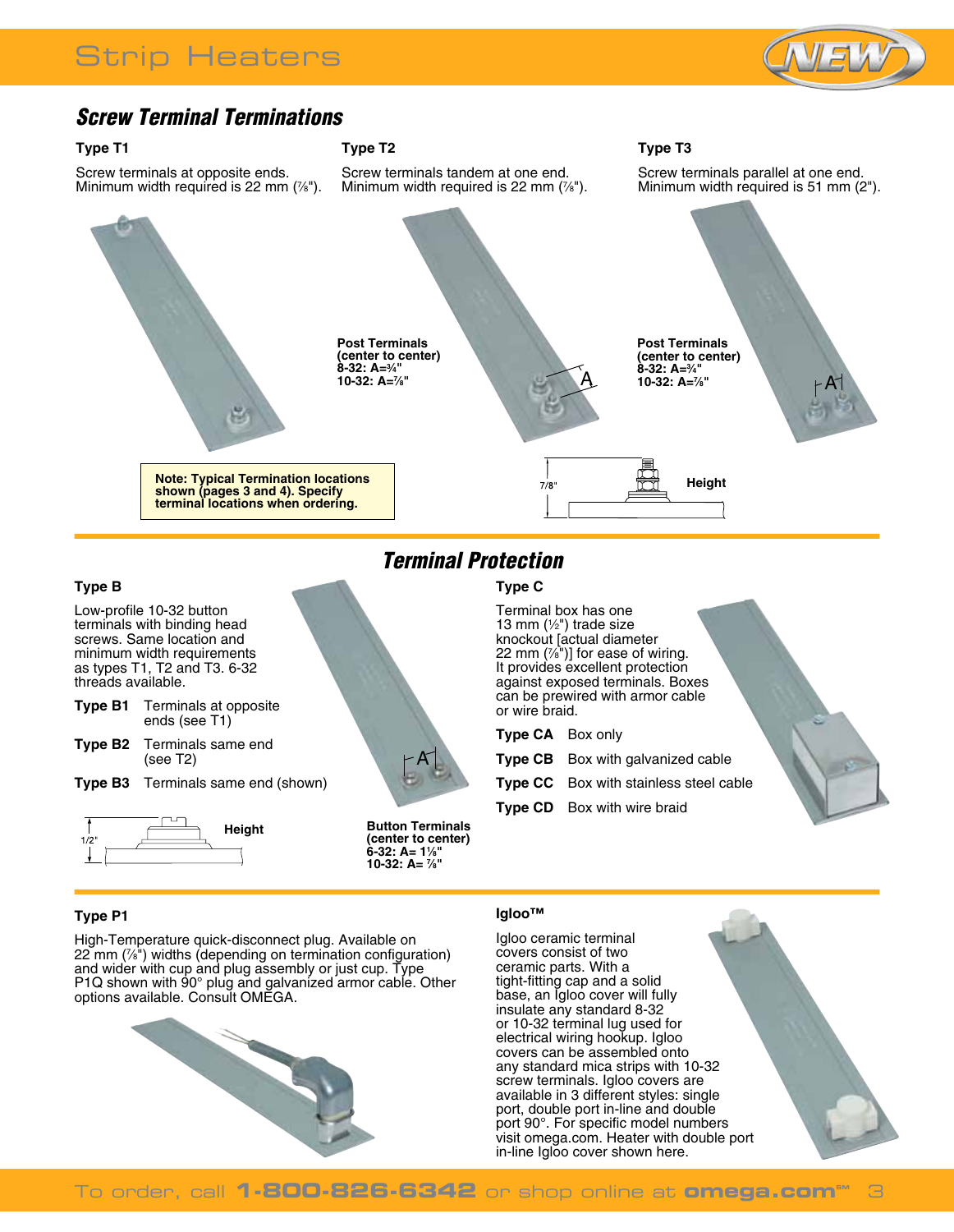# Strip Heaters

## Screw Terminal Terminations

### Type T1

Screw terminals at opposite ends. Minimum width required is 22 mm (⅞").

### Type T2

Screw terminals tandem at one end. Minimum width required is 22 mm (⅞").

**Post Terminals (center to center)**
**8-32: A=¾"**
**10-32: A=⅞"**

### Type T3

Screw terminals parallel at one end. Minimum width required is 51 mm (2").

**Post Terminals (center to center)**
**8-32: A=¾"**
**10-32: A=⅞"**

**Note: Typical Termination locations shown (pages 3 and 4). Specify terminal locations when ordering.**

7/8" **Height**

## Terminal Protection

### Type B

Low-profile 10-32 button terminals with binding head screws. Same location and minimum width requirements as types T1, T2 and T3. 6-32 threads available.

**Type B1** Terminals at opposite ends (see T1)

**Type B2** Terminals same end (see T2)

**Type B3** Terminals same end (shown)

1/2" **Height**

**Button Terminals (center to center)**
**6-32: A= 1⅛"**
**10-32: A= ⅞"**

### Type C

Terminal box has one 13 mm (½") trade size knockout [actual diameter 22 mm (⅞")] for ease of wiring. It provides excellent protection against exposed terminals. Boxes can be prewired with armor cable or wire braid.

**Type CA** Box only

**Type CB** Box with galvanized cable

**Type CC** Box with stainless steel cable

**Type CD** Box with wire braid

### Type P1

High-Temperature quick-disconnect plug. Available on 22 mm (⅞") widths (depending on termination configuration) and wider with cup and plug assembly or just cup. Type P1Q shown with 90° plug and galvanized armor cable. Other options available. Consult OMEGA.

### Igloo™

Igloo ceramic terminal covers consist of two ceramic parts. With a tight-fitting cap and a solid base, an Igloo cover will fully insulate any standard 8-32 or 10-32 terminal lug used for electrical wiring hookup. Igloo covers can be assembled onto any standard mica strips with 10-32 screw terminals. Igloo covers are available in 3 different styles: single port, double port in-line and double port 90°. For specific model numbers visit omega.com. Heater with double port in-line Igloo cover shown here.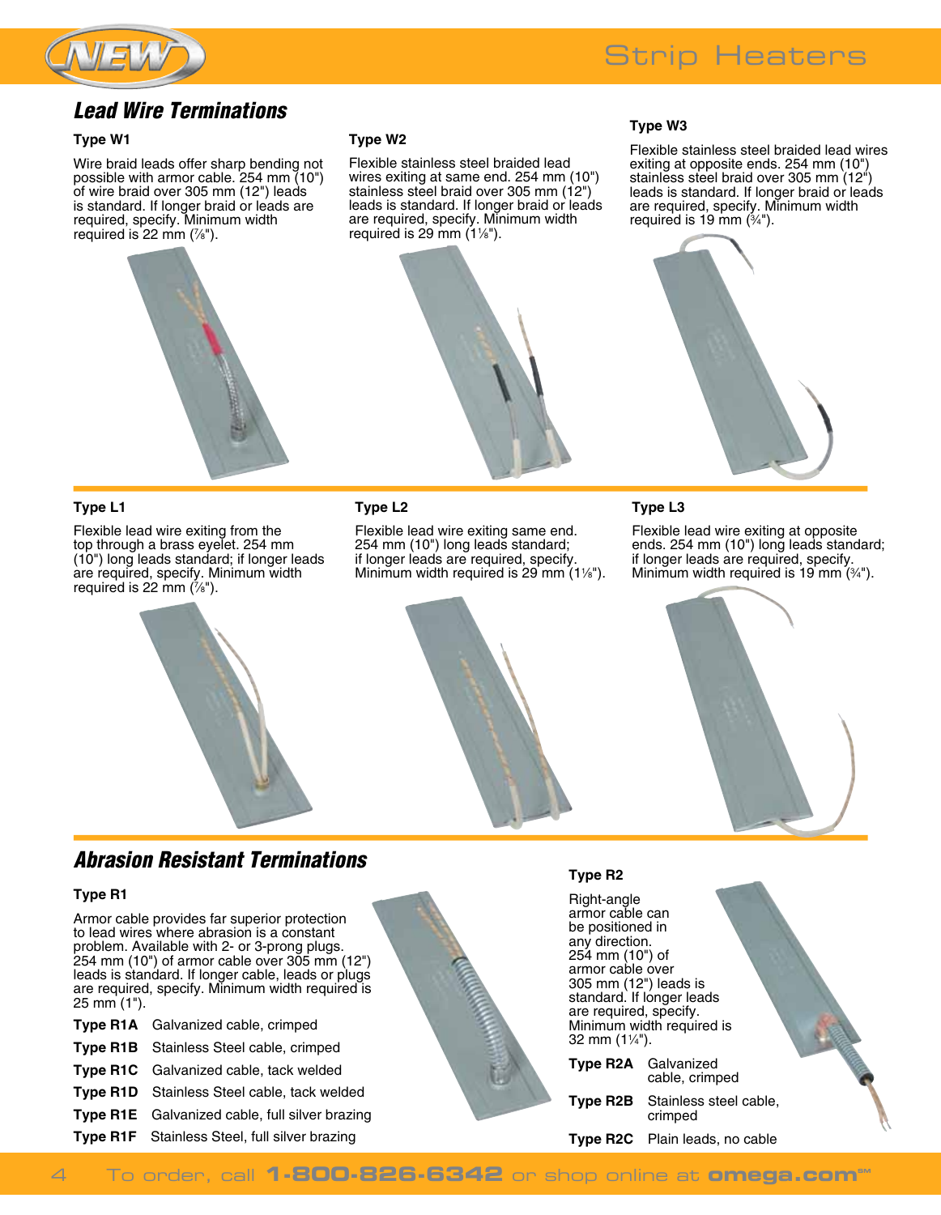## Lead Wire Terminations

### Type W1

Wire braid leads offer sharp bending not possible with armor cable. 254 mm (10") of wire braid over 305 mm (12") leads is standard. If longer braid or leads are required, specify. Minimum width required is 22 mm (⅞").

### Type W2

Flexible stainless steel braided lead wires exiting at same end. 254 mm (10") stainless steel braid over 305 mm (12") leads is standard. If longer braid or leads are required, specify. Minimum width required is 29 mm (1⅛").

### Type W3

Flexible stainless steel braided lead wires exiting at opposite ends. 254 mm (10") stainless steel braid over 305 mm (12") leads is standard. If longer braid or leads are required, specify. Minimum width required is 19 mm (¾").

### Type L1

Flexible lead wire exiting from the top through a brass eyelet. 254 mm (10") long leads standard; if longer leads are required, specify. Minimum width required is 22 mm (⅞").

### Type L2

Flexible lead wire exiting same end. 254 mm (10") long leads standard; if longer leads are required, specify. Minimum width required is 29 mm (1⅛").

### Type L3

Flexible lead wire exiting at opposite ends. 254 mm (10") long leads standard; if longer leads are required, specify. Minimum width required is 19 mm (¾").

## Abrasion Resistant Terminations

### Type R1

Armor cable provides far superior protection to lead wires where abrasion is a constant problem. Available with 2- or 3-prong plugs. 254 mm (10") of armor cable over 305 mm (12") leads is standard. If longer cable, leads or plugs are required, specify. Minimum width required is 25 mm (1").

**Type R1A** Galvanized cable, crimped
**Type R1B** Stainless Steel cable, crimped
**Type R1C** Galvanized cable, tack welded
**Type R1D** Stainless Steel cable, tack welded
**Type R1E** Galvanized cable, full silver brazing
**Type R1F** Stainless Steel, full silver brazing

### Type R2

Right-angle armor cable can be positioned in any direction. 254 mm (10") of armor cable over 305 mm (12") leads is standard. If longer leads are required, specify. Minimum width required is 32 mm (1¼").

**Type R2A** Galvanized cable, crimped
**Type R2B** Stainless steel cable, crimped
**Type R2C** Plain leads, no cable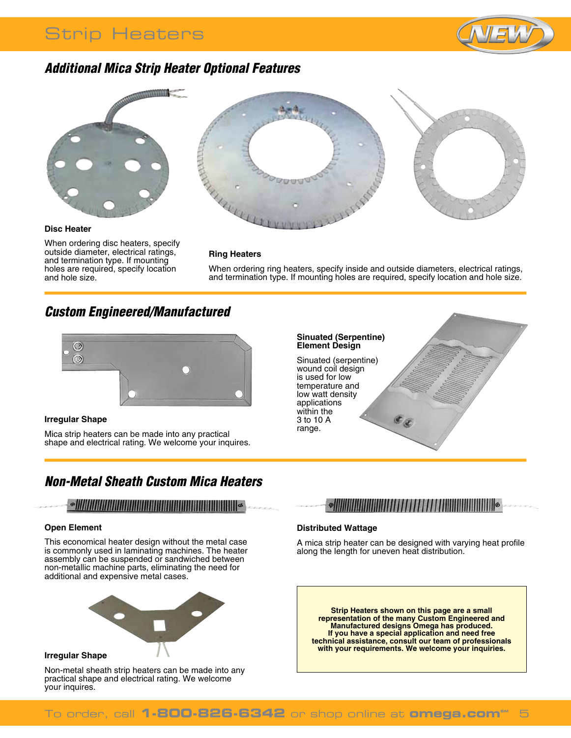## Additional Mica Strip Heater Optional Features

**Disc Heater**

When ordering disc heaters, specify outside diameter, electrical ratings, and termination type. If mounting holes are required, specify location and hole size.

**Ring Heaters**

When ordering ring heaters, specify inside and outside diameters, electrical ratings, and termination type. If mounting holes are required, specify location and hole size.

## Custom Engineered/Manufactured

**Irregular Shape**

Mica strip heaters can be made into any practical shape and electrical rating. We welcome your inquires.

**Sinuated (Serpentine) Element Design**

Sinuated (serpentine) wound coil design is used for low temperature and low watt density applications within the 3 to 10 A range.

## Non-Metal Sheath Custom Mica Heaters

**Open Element**

This economical heater design without the metal case is commonly used in laminating machines. The heater assembly can be suspended or sandwiched between non-metallic machine parts, eliminating the need for additional and expensive metal cases.

**Distributed Wattage**

A mica strip heater can be designed with varying heat profile along the length for uneven heat distribution.

**Irregular Shape**

Non-metal sheath strip heaters can be made into any practical shape and electrical rating. We welcome your inquires.

**Strip Heaters shown on this page are a small representation of the many Custom Engineered and Manufactured designs Omega has produced. If you have a special application and need free technical assistance, consult our team of professionals with your requirements. We welcome your inquiries.**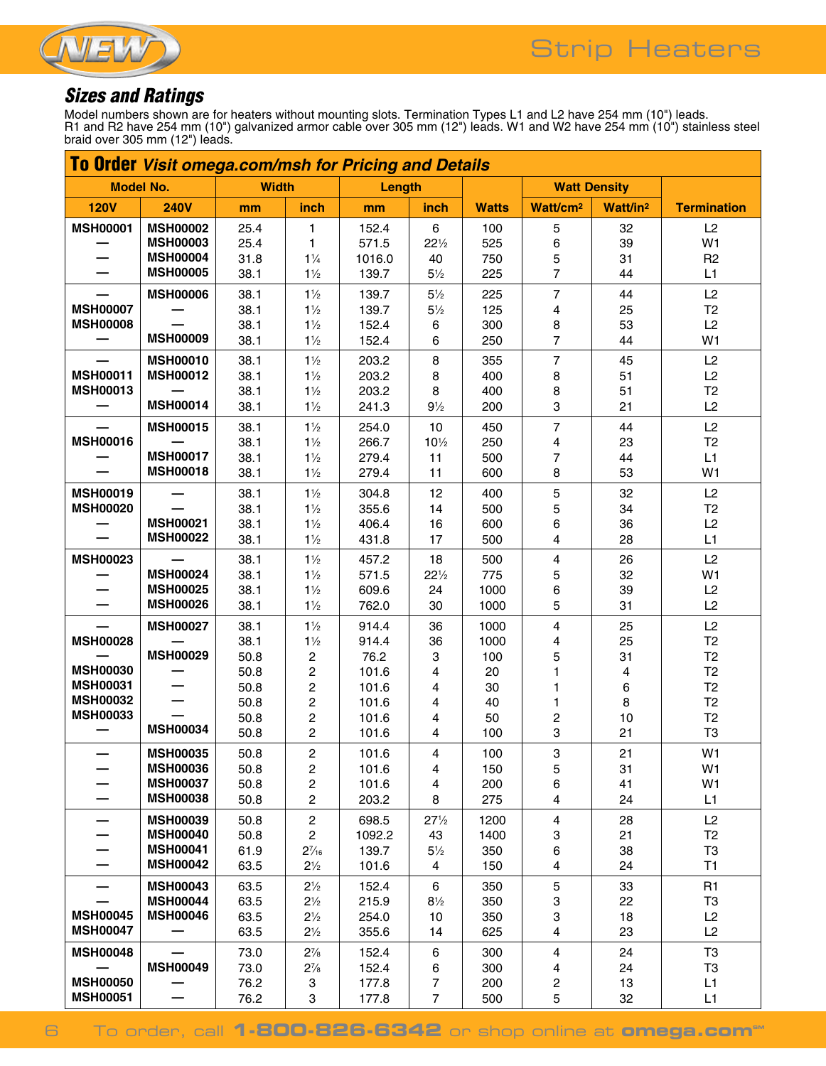## Sizes and Ratings

Model numbers shown are for heaters without mounting slots. Termination Types L1 and L2 have 254 mm (10") leads. R1 and R2 have 254 mm (10") galvanized armor cable over 305 mm (12") leads. W1 and W2 have 254 mm (10") stainless steel braid over 305 mm (12") leads.

**To Order** *Visit omega.com/msh for Pricing and Details*

| Model No. | | Width | | Length | | Watts | Watt Density | | Termination |
|---|---|---|---|---|---|---|---|---|---|
| 120V | 240V | mm | inch | mm | inch | | Watt/cm² | Watt/in² | |
| MSH00001 | MSH00002 | 25.4 | 1 | 152.4 | 6 | 100 | 5 | 32 | L2 |
| — | MSH00003 | 25.4 | 1 | 571.5 | 22½ | 525 | 6 | 39 | W1 |
| — | MSH00004 | 31.8 | 1¼ | 1016.0 | 40 | 750 | 5 | 31 | R2 |
| — | MSH00005 | 38.1 | 1½ | 139.7 | 5½ | 225 | 7 | 44 | L1 |
| — | MSH00006 | 38.1 | 1½ | 139.7 | 5½ | 225 | 7 | 44 | L2 |
| MSH00007 | — | 38.1 | 1½ | 139.7 | 5½ | 125 | 4 | 25 | T2 |
| MSH00008 | — | 38.1 | 1½ | 152.4 | 6 | 300 | 8 | 53 | L2 |
| — | MSH00009 | 38.1 | 1½ | 152.4 | 6 | 250 | 7 | 44 | W1 |
| — | MSH00010 | 38.1 | 1½ | 203.2 | 8 | 355 | 7 | 45 | L2 |
| MSH00011 | MSH00012 | 38.1 | 1½ | 203.2 | 8 | 400 | 8 | 51 | L2 |
| MSH00013 | — | 38.1 | 1½ | 203.2 | 8 | 400 | 8 | 51 | T2 |
| — | MSH00014 | 38.1 | 1½ | 241.3 | 9½ | 200 | 3 | 21 | L2 |
| — | MSH00015 | 38.1 | 1½ | 254.0 | 10 | 450 | 7 | 44 | L2 |
| MSH00016 | — | 38.1 | 1½ | 266.7 | 10½ | 250 | 4 | 23 | T2 |
| — | MSH00017 | 38.1 | 1½ | 279.4 | 11 | 500 | 7 | 44 | L1 |
| — | MSH00018 | 38.1 | 1½ | 279.4 | 11 | 600 | 8 | 53 | W1 |
| MSH00019 | — | 38.1 | 1½ | 304.8 | 12 | 400 | 5 | 32 | L2 |
| MSH00020 | — | 38.1 | 1½ | 355.6 | 14 | 500 | 5 | 34 | T2 |
| — | MSH00021 | 38.1 | 1½ | 406.4 | 16 | 600 | 6 | 36 | L2 |
| — | MSH00022 | 38.1 | 1½ | 431.8 | 17 | 500 | 4 | 28 | L1 |
| MSH00023 | — | 38.1 | 1½ | 457.2 | 18 | 500 | 4 | 26 | L2 |
| — | MSH00024 | 38.1 | 1½ | 571.5 | 22½ | 775 | 5 | 32 | W1 |
| — | MSH00025 | 38.1 | 1½ | 609.6 | 24 | 1000 | 6 | 39 | L2 |
| — | MSH00026 | 38.1 | 1½ | 762.0 | 30 | 1000 | 5 | 31 | L2 |
| — | MSH00027 | 38.1 | 1½ | 914.4 | 36 | 1000 | 4 | 25 | L2 |
| MSH00028 | — | 38.1 | 1½ | 914.4 | 36 | 1000 | 4 | 25 | T2 |
| — | MSH00029 | 50.8 | 2 | 76.2 | 3 | 100 | 5 | 31 | T2 |
| MSH00030 | — | 50.8 | 2 | 101.6 | 4 | 20 | 1 | 4 | T2 |
| MSH00031 | — | 50.8 | 2 | 101.6 | 4 | 30 | 1 | 6 | T2 |
| MSH00032 | — | 50.8 | 2 | 101.6 | 4 | 40 | 1 | 8 | T2 |
| MSH00033 | — | 50.8 | 2 | 101.6 | 4 | 50 | 2 | 10 | T2 |
| — | MSH00034 | 50.8 | 2 | 101.6 | 4 | 100 | 3 | 21 | T3 |
| — | MSH00035 | 50.8 | 2 | 101.6 | 4 | 100 | 3 | 21 | W1 |
| — | MSH00036 | 50.8 | 2 | 101.6 | 4 | 150 | 5 | 31 | W1 |
| — | MSH00037 | 50.8 | 2 | 101.6 | 4 | 200 | 6 | 41 | W1 |
| — | MSH00038 | 50.8 | 2 | 203.2 | 8 | 275 | 4 | 24 | L1 |
| — | MSH00039 | 50.8 | 2 | 698.5 | 27½ | 1200 | 4 | 28 | L2 |
| — | MSH00040 | 50.8 | 2 | 1092.2 | 43 | 1400 | 3 | 21 | T2 |
| — | MSH00041 | 61.9 | 2⁷⁄₁₆ | 139.7 | 5½ | 350 | 6 | 38 | T3 |
| — | MSH00042 | 63.5 | 2½ | 101.6 | 4 | 150 | 4 | 24 | T1 |
| — | MSH00043 | 63.5 | 2½ | 152.4 | 6 | 350 | 5 | 33 | R1 |
| — | MSH00044 | 63.5 | 2½ | 215.9 | 8½ | 350 | 3 | 22 | T3 |
| MSH00045 | MSH00046 | 63.5 | 2½ | 254.0 | 10 | 350 | 3 | 18 | L2 |
| MSH00047 | — | 63.5 | 2½ | 355.6 | 14 | 625 | 4 | 23 | L2 |
| MSH00048 | — | 73.0 | 2⅞ | 152.4 | 6 | 300 | 4 | 24 | T3 |
| — | MSH00049 | 73.0 | 2⅞ | 152.4 | 6 | 300 | 4 | 24 | T3 |
| MSH00050 | — | 76.2 | 3 | 177.8 | 7 | 200 | 2 | 13 | L1 |
| MSH00051 | — | 76.2 | 3 | 177.8 | 7 | 500 | 5 | 32 | L1 |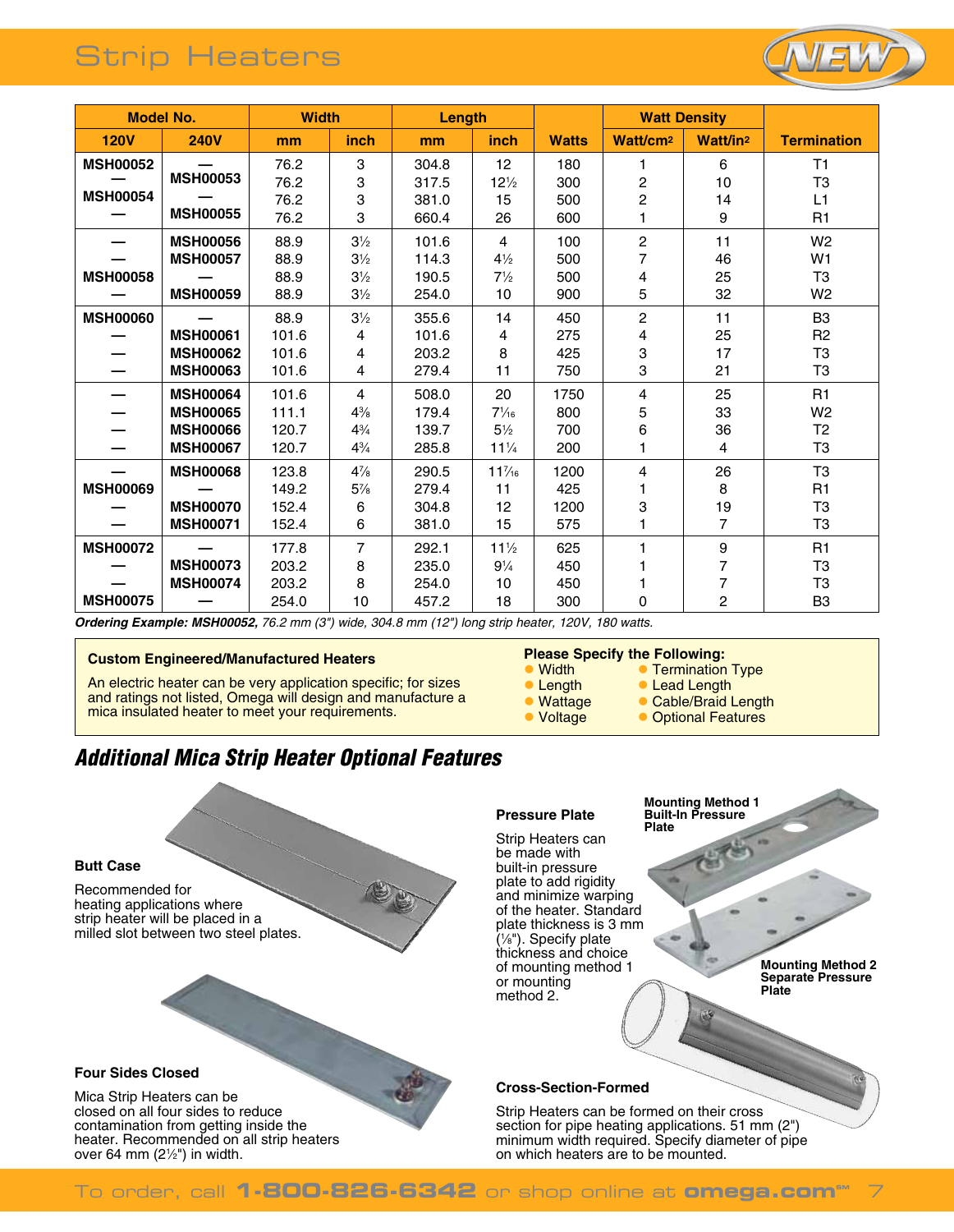# Strip Heaters

| Model No. | | Width | | Length | | | Watt Density | | |
|---|---|---|---|---|---|---|---|---|---|
| 120V | 240V | mm | inch | mm | inch | Watts | Watt/cm² | Watt/in² | Termination |
| MSH00052 | — | 76.2 | 3 | 304.8 | 12 | 180 | 1 | 6 | T1 |
| — | MSH00053 | 76.2 | 3 | 317.5 | 12½ | 300 | 2 | 10 | T3 |
| MSH00054 | — | 76.2 | 3 | 381.0 | 15 | 500 | 2 | 14 | L1 |
| — | MSH00055 | 76.2 | 3 | 660.4 | 26 | 600 | 1 | 9 | R1 |
| — | MSH00056 | 88.9 | 3½ | 101.6 | 4 | 100 | 2 | 11 | W2 |
| — | MSH00057 | 88.9 | 3½ | 114.3 | 4½ | 500 | 7 | 46 | W1 |
| MSH00058 | — | 88.9 | 3½ | 190.5 | 7½ | 500 | 4 | 25 | T3 |
| — | MSH00059 | 88.9 | 3½ | 254.0 | 10 | 900 | 5 | 32 | W2 |
| MSH00060 | — | 88.9 | 3½ | 355.6 | 14 | 450 | 2 | 11 | B3 |
| — | MSH00061 | 101.6 | 4 | 101.6 | 4 | 275 | 4 | 25 | R2 |
| — | MSH00062 | 101.6 | 4 | 203.2 | 8 | 425 | 3 | 17 | T3 |
| — | MSH00063 | 101.6 | 4 | 279.4 | 11 | 750 | 3 | 21 | T3 |
| — | MSH00064 | 101.6 | 4 | 508.0 | 20 | 1750 | 4 | 25 | R1 |
| — | MSH00065 | 111.1 | 4⅜ | 179.4 | 7¹⁄₁₆ | 800 | 5 | 33 | W2 |
| — | MSH00066 | 120.7 | 4¾ | 139.7 | 5½ | 700 | 6 | 36 | T2 |
| — | MSH00067 | 120.7 | 4¾ | 285.8 | 11¼ | 200 | 1 | 4 | T3 |
| — | MSH00068 | 123.8 | 4⅞ | 290.5 | 11⁷⁄₁₆ | 1200 | 4 | 26 | T3 |
| MSH00069 | — | 149.2 | 5⅞ | 279.4 | 11 | 425 | 1 | 8 | R1 |
| — | MSH00070 | 152.4 | 6 | 304.8 | 12 | 1200 | 3 | 19 | T3 |
| — | MSH00071 | 152.4 | 6 | 381.0 | 15 | 575 | 1 | 7 | T3 |
| MSH00072 | — | 177.8 | 7 | 292.1 | 11½ | 625 | 1 | 9 | R1 |
| — | MSH00073 | 203.2 | 8 | 235.0 | 9¼ | 450 | 1 | 7 | T3 |
| — | MSH00074 | 203.2 | 8 | 254.0 | 10 | 450 | 1 | 7 | T3 |
| MSH00075 | — | 254.0 | 10 | 457.2 | 18 | 300 | 0 | 2 | B3 |

***Ordering Example: MSH00052,*** *76.2 mm (3") wide, 304.8 mm (12") long strip heater, 120V, 180 watts.*

**Custom Engineered/Manufactured Heaters**

An electric heater can be very application specific; for sizes and ratings not listed, Omega will design and manufacture a mica insulated heater to meet your requirements.

**Please Specify the Following:**
- Width
- Length
- Wattage
- Voltage
- Termination Type
- Lead Length
- Cable/Braid Length
- Optional Features

## *Additional Mica Strip Heater Optional Features*

**Butt Case**

Recommended for heating applications where strip heater will be placed in a milled slot between two steel plates.

**Four Sides Closed**

Mica Strip Heaters can be closed on all four sides to reduce contamination from getting inside the heater. Recommended on all strip heaters over 64 mm (2½") in width.

**Pressure Plate**

Strip Heaters can be made with built-in pressure plate to add rigidity and minimize warping of the heater. Standard plate thickness is 3 mm (⅛"). Specify plate thickness and choice of mounting method 1 or mounting method 2.

**Mounting Method 1 Built-In Pressure Plate**

**Mounting Method 2 Separate Pressure Plate**

**Cross-Section-Formed**

Strip Heaters can be formed on their cross section for pipe heating applications. 51 mm (2") minimum width required. Specify diameter of pipe on which heaters are to be mounted.